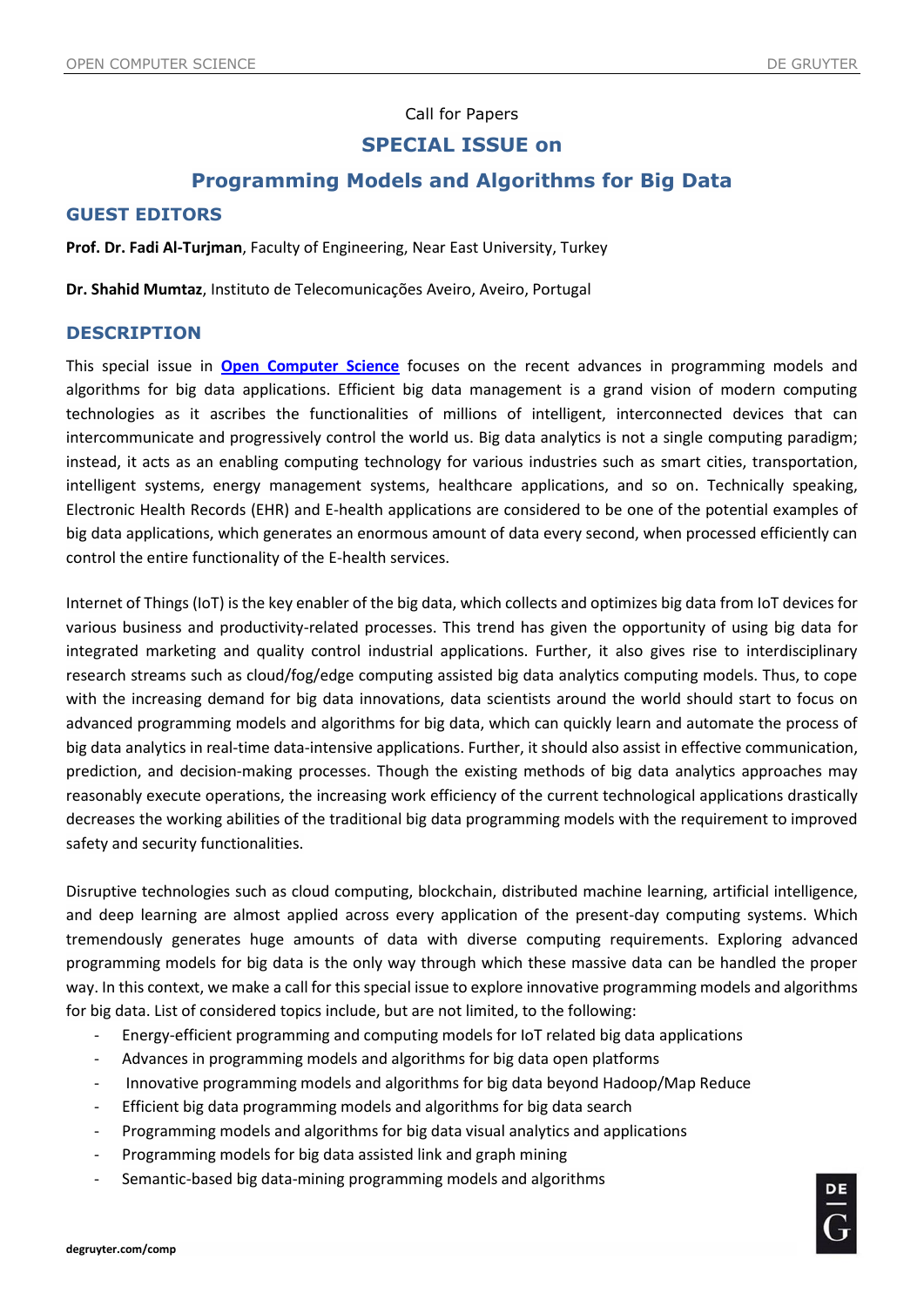Call for Papers

# SPECIAL ISSUE on

# Programming Models and Algorithms for Big Data

## GUEST EDITORS

**Prof. Dr. Fadi Al-Turjman**, Faculty of Engineering, Near East University, Turkey

**Dr. Shahid Mumtaz**, Instituto de Telecomunicações Aveiro, Aveiro, Portugal

## DESCRIPTION

This special issue in **Open Computer Science** focuses on the recent advances in programming models and algorithms for big data applications. Efficient big data management is a grand vision of modern computing technologies as it ascribes the functionalities of millions of intelligent, interconnected devices that can intercommunicate and progressively control the world us. Big data analytics is not a single computing paradigm; instead, it acts as an enabling computing technology for various industries such as smart cities, transportation, intelligent systems, energy management systems, healthcare applications, and so on. Technically speaking, Electronic Health Records (EHR) and E-health applications are considered to be one of the potential examples of big data applications, which generates an enormous amount of data every second, when processed efficiently can control the entire functionality of the E-health services.

Internet of Things (IoT) is the key enabler of the big data, which collects and optimizes big data from IoT devices for various business and productivity-related processes. This trend has given the opportunity of using big data for integrated marketing and quality control industrial applications. Further, it also gives rise to interdisciplinary research streams such as cloud/fog/edge computing assisted big data analytics computing models. Thus, to cope with the increasing demand for big data innovations, data scientists around the world should start to focus on advanced programming models and algorithms for big data, which can quickly learn and automate the process of big data analytics in real-time data-intensive applications. Further, it should also assist in effective communication, prediction, and decision-making processes. Though the existing methods of big data analytics approaches may reasonably execute operations, the increasing work efficiency of the current technological applications drastically decreases the working abilities of the traditional big data programming models with the requirement to improved safety and security functionalities.

Disruptive technologies such as cloud computing, blockchain, distributed machine learning, artificial intelligence, and deep learning are almost applied across every application of the present-day computing systems. Which tremendously generates huge amounts of data with diverse computing requirements. Exploring advanced programming models for big data is the only way through which these massive data can be handled the proper way. In this context, we make a call for this special issue to explore innovative programming models and algorithms for big data. List of considered topics include, but are not limited, to the following:

- Energy-efficient programming and computing models for IoT related big data applications
- Advances in programming models and algorithms for big data open platforms
- Innovative programming models and algorithms for big data beyond Hadoop/Map Reduce
- Efficient big data programming models and algorithms for big data search
- Programming models and algorithms for big data visual analytics and applications
- Programming models for big data assisted link and graph mining
- Semantic-based big data-mining programming models and algorithms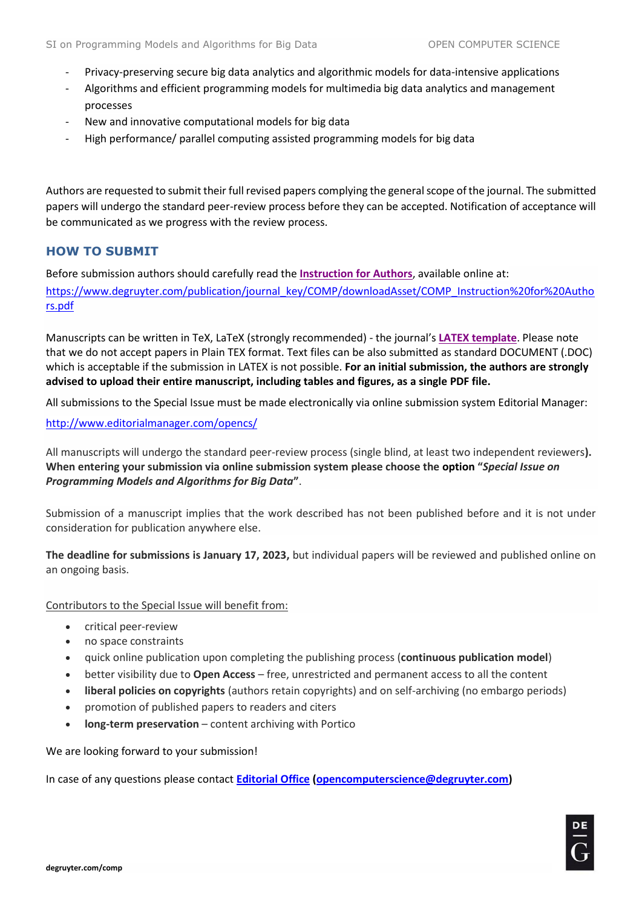- Privacy-preserving secure big data analytics and algorithmic models for data-intensive applications
- Algorithms and efficient programming models for multimedia big data analytics and management processes
- New and innovative computational models for big data
- High performance/ parallel computing assisted programming models for big data

Authors are requested to submit their full revised papers complying the general scope of the journal. The submitted papers will undergo the standard peer-review process before they can be accepted. Notification of acceptance will be communicated as we progress with the review process.

## HOW TO SUBMIT

Before submission authors should carefully read the **Instruction for Authors**, available online at: https://www.degruyter.com/publication/journal_key/COMP/downloadAsset/COMP_Instruction%20for%20Authors.pdf

Manuscripts can be written in TeX, LaTeX (strongly recommended) - the journal's **LATEX template**. Please note that we do not accept papers in Plain TEX format. Text files can be also submitted as standard DOCUMENT (.DOC) which is acceptable if the submission in LATEX is not possible. **For an initial submission, the authors are strongly advised to upload their entire manuscript, including tables and figures, as a single PDF file.**

All submissions to the Special Issue must be made electronically via online submission system Editorial Manager:

http://www.editorialmanager.com/opencs/

All manuscripts will undergo the standard peer-review process (single blind, at least two independent reviewers**). When entering your submission via online submission system please choose the option "*Special Issue on Programming Models and Algorithms for Big Data*"**.

Submission of a manuscript implies that the work described has not been published before and it is not under consideration for publication anywhere else.

**The deadline for submissions is January 17, 2023,** but individual papers will be reviewed and published online on an ongoing basis.

Contributors to the Special Issue will benefit from:

- critical peer-review
- no space constraints
- quick online publication upon completing the publishing process (**continuous publication model**)
- better visibility due to **Open Access** – free, unrestricted and permanent access to all the content
- **liberal policies on copyrights** (authors retain copyrights) and on self-archiving (no embargo periods)
- promotion of published papers to readers and citers
- **long-term preservation** – content archiving with Portico

We are looking forward to your submission!

In case of any questions please contact **Editorial Office (opencomputerscience@degruyter.com)**